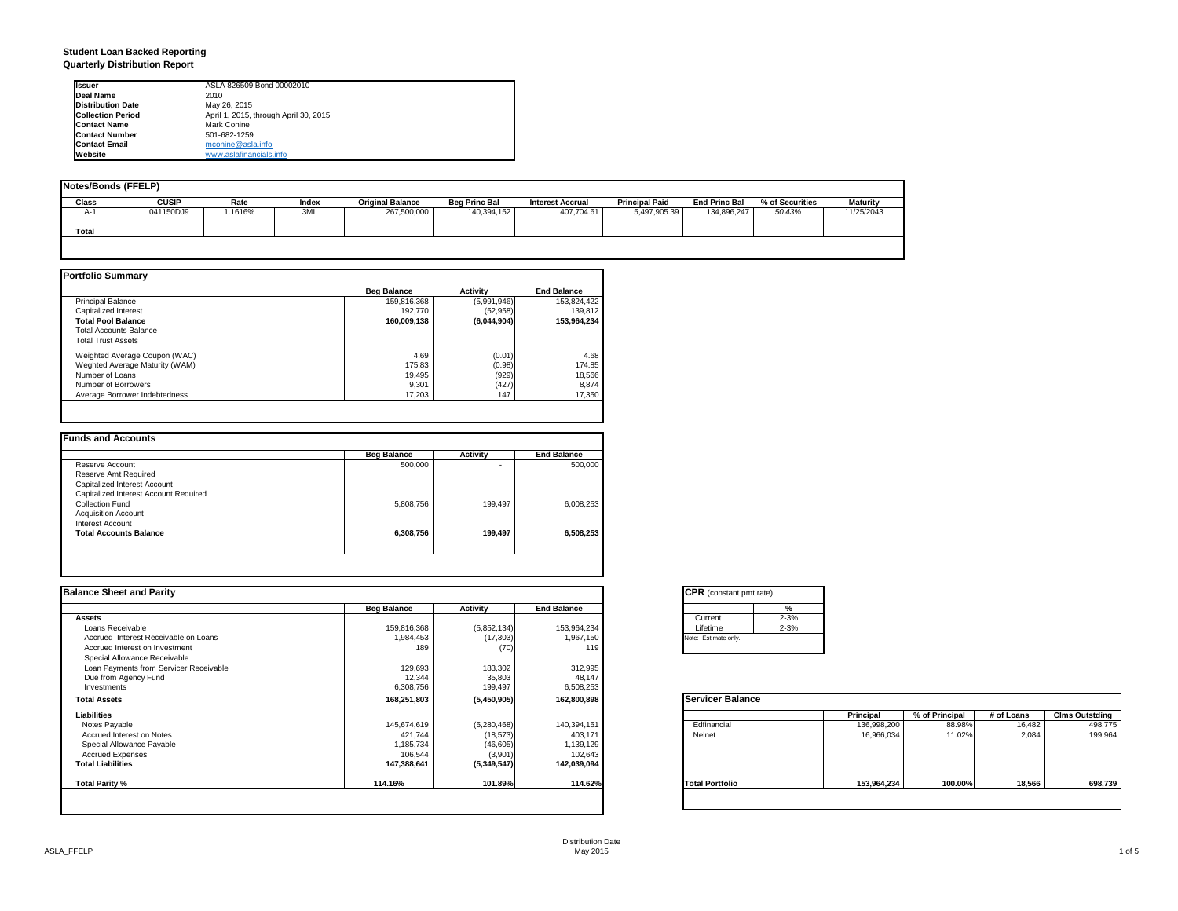# Student Loan Backed Reporting
## Quarterly Distribution Report

| | |
|---|---|
| **Issuer** | ASLA 826509 Bond 00002010 |
| **Deal Name** | 2010 |
| **Distribution Date** | May 26, 2015 |
| **Collection Period** | April 1, 2015, through April 30, 2015 |
| **Contact Name** | Mark Conine |
| **Contact Number** | 501-682-1259 |
| **Contact Email** | mconine@asla.info |
| **Website** | www.aslafinancials.info |

### Notes/Bonds (FFELP)

| Class | CUSIP | Rate | Index | Original Balance | Beg Princ Bal | Interest Accrual | Principal Paid | End Princ Bal | % of Securities | Maturity |
|---|---|---|---|---|---|---|---|---|---|---|
| A-1 | 041150DJ9 | 1.1616% | 3ML | 267,500,000 | 140,394,152 | 407,704.61 | 5,497,905.39 | 134,896,247 | 50.43% | 11/25/2043 |
| **Total** | | | | | | | | | | |

### Portfolio Summary

| | Beg Balance | Activity | End Balance |
|---|---|---|---|
| Principal Balance | 159,816,368 | (5,991,946) | 153,824,422 |
| Capitalized Interest | 192,770 | (52,958) | 139,812 |
| **Total Pool Balance** | **160,009,138** | **(6,044,904)** | **153,964,234** |
| Total Accounts Balance | | | |
| Total Trust Assets | | | |
| Weighted Average Coupon (WAC) | 4.69 | (0.01) | 4.68 |
| Weghted Average Maturity (WAM) | 175.83 | (0.98) | 174.85 |
| Number of Loans | 19,495 | (929) | 18,566 |
| Number of Borrowers | 9,301 | (427) | 8,874 |
| Average Borrower Indebtedness | 17,203 | 147 | 17,350 |

### Funds and Accounts

| | Beg Balance | Activity | End Balance |
|---|---|---|---|
| Reserve Account | 500,000 | - | 500,000 |
| Reserve Amt Required | | | |
| Capitalized Interest Account | | | |
| Capitalized Interest Account Required | | | |
| Collection Fund | 5,808,756 | 199,497 | 6,008,253 |
| Acquisition Account | | | |
| Interest Account | | | |
| **Total Accounts Balance** | **6,308,756** | **199,497** | **6,508,253** |

### Balance Sheet and Parity

| | Beg Balance | Activity | End Balance |
|---|---|---|---|
| **Assets** | | | |
| Loans Receivable | 159,816,368 | (5,852,134) | 153,964,234 |
| Accrued Interest Receivable on Loans | 1,984,453 | (17,303) | 1,967,150 |
| Accrued Interest on Investment | 189 | (70) | 119 |
| Special Allowance Receivable | | | |
| Loan Payments from Servicer Receivable | 129,693 | 183,302 | 312,995 |
| Due from Agency Fund | 12,344 | 35,803 | 48,147 |
| Investments | 6,308,756 | 199,497 | 6,508,253 |
| **Total Assets** | **168,251,803** | **(5,450,905)** | **162,800,898** |
| **Liabilities** | | | |
| Notes Payable | 145,674,619 | (5,280,468) | 140,394,151 |
| Accrued Interest on Notes | 421,744 | (18,573) | 403,171 |
| Special Allowance Payable | 1,185,734 | (46,605) | 1,139,129 |
| Accrued Expenses | 106,544 | (3,901) | 102,643 |
| **Total Liabilities** | **147,388,641** | **(5,349,547)** | **142,039,094** |
| **Total Parity %** | **114.16%** | **101.89%** | **114.62%** |

### CPR (constant pmt rate)

| | % |
|---|---|
| Current | 2-3% |
| Lifetime | 2-3% |

Note: Estimate only.

### Servicer Balance

| | Principal | % of Principal | # of Loans | Clms Outstding |
|---|---|---|---|---|
| Edfinancial | 136,998,200 | 88.98% | 16,482 | 498,775 |
| Nelnet | 16,966,034 | 11.02% | 2,084 | 199,964 |
| **Total Portfolio** | **153,964,234** | **100.00%** | **18,566** | **698,739** |

Distribution Date
May 2015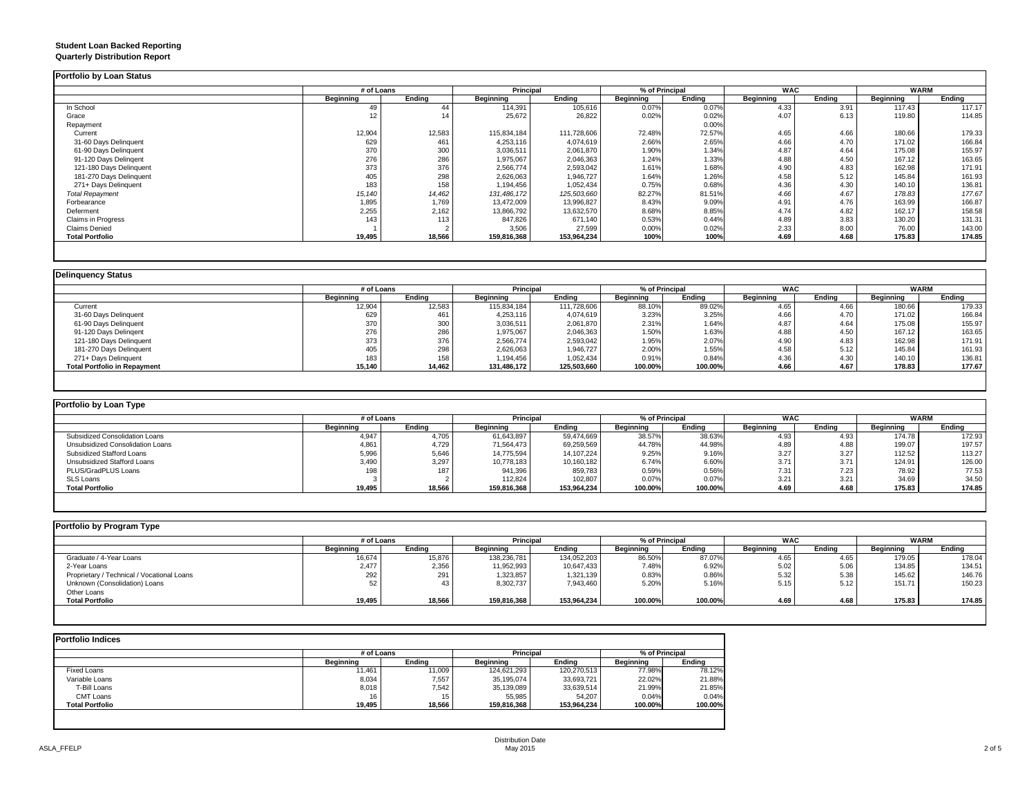**Student Loan Backed Reporting**
**Quarterly Distribution Report**

**Portfolio by Loan Status**

| | # of Loans | | Principal | | % of Principal | | WAC | | WARM | |
|---|---|---|---|---|---|---|---|---|---|---|
| | Beginning | Ending | Beginning | Ending | Beginning | Ending | Beginning | Ending | Beginning | Ending |
| In School | 49 | 44 | 114,391 | 105,616 | 0.07% | 0.07% | 4.33 | 3.91 | 117.43 | 117.17 |
| Grace | 12 | 14 | 25,672 | 26,822 | 0.02% | 0.02% | 4.07 | 6.13 | 119.80 | 114.85 |
| Repayment | | | | | | 0.00% | | | | |
| Current | 12,904 | 12,583 | 115,834,184 | 111,728,606 | 72.48% | 72.57% | 4.65 | 4.66 | 180.66 | 179.33 |
| 31-60 Days Delinquent | 629 | 461 | 4,253,116 | 4,074,619 | 2.66% | 2.65% | 4.66 | 4.70 | 171.02 | 166.84 |
| 61-90 Days Delinquent | 370 | 300 | 3,036,511 | 2,061,870 | 1.90% | 1.34% | 4.87 | 4.64 | 175.08 | 155.97 |
| 91-120 Days Delingent | 276 | 286 | 1,975,067 | 2,046,363 | 1.24% | 1.33% | 4.88 | 4.50 | 167.12 | 163.65 |
| 121-180 Days Delinquent | 373 | 376 | 2,566,774 | 2,593,042 | 1.61% | 1.68% | 4.90 | 4.83 | 162.98 | 171.91 |
| 181-270 Days Delinquent | 405 | 298 | 2,626,063 | 1,946,727 | 1.64% | 1.26% | 4.58 | 5.12 | 145.84 | 161.93 |
| 271+ Days Delinquent | 183 | 158 | 1,194,456 | 1,052,434 | 0.75% | 0.68% | 4.36 | 4.30 | 140.10 | 136.81 |
| *Total Repayment* | *15,140* | *14,462* | *131,486,172* | *125,503,660* | *82.27%* | *81.51%* | *4.66* | *4.67* | *178.83* | *177.67* |
| Forbearance | 1,895 | 1,769 | 13,472,009 | 13,996,827 | 8.43% | 9.09% | 4.91 | 4.76 | 163.99 | 166.87 |
| Deferment | 2,255 | 2,162 | 13,866,792 | 13,632,570 | 8.68% | 8.85% | 4.74 | 4.82 | 162.17 | 158.58 |
| Claims in Progress | 143 | 113 | 847,826 | 671,140 | 0.53% | 0.44% | 4.89 | 3.83 | 130.20 | 131.31 |
| Claims Denied | 1 | 2 | 3,506 | 27,599 | 0.00% | 0.02% | 2.33 | 8.00 | 76.00 | 143.00 |
| **Total Portfolio** | **19,495** | **18,566** | **159,816,368** | **153,964,234** | **100%** | **100%** | **4.69** | **4.68** | **175.83** | **174.85** |

**Delinquency Status**

| | # of Loans | | Principal | | % of Principal | | WAC | | WARM | |
|---|---|---|---|---|---|---|---|---|---|---|
| | Beginning | Ending | Beginning | Ending | Beginning | Ending | Beginning | Ending | Beginning | Ending |
| Current | 12,904 | 12,583 | 115,834,184 | 111,728,606 | 88.10% | 89.02% | 4.65 | 4.66 | 180.66 | 179.33 |
| 31-60 Days Delinquent | 629 | 461 | 4,253,116 | 4,074,619 | 3.23% | 3.25% | 4.66 | 4.70 | 171.02 | 166.84 |
| 61-90 Days Delinquent | 370 | 300 | 3,036,511 | 2,061,870 | 2.31% | 1.64% | 4.87 | 4.64 | 175.08 | 155.97 |
| 91-120 Days Delingent | 276 | 286 | 1,975,067 | 2,046,363 | 1.50% | 1.63% | 4.88 | 4.50 | 167.12 | 163.65 |
| 121-180 Days Delinquent | 373 | 376 | 2,566,774 | 2,593,042 | 1.95% | 2.07% | 4.90 | 4.83 | 162.98 | 171.91 |
| 181-270 Days Delinquent | 405 | 298 | 2,626,063 | 1,946,727 | 2.00% | 1.55% | 4.58 | 5.12 | 145.84 | 161.93 |
| 271+ Days Delinquent | 183 | 158 | 1,194,456 | 1,052,434 | 0.91% | 0.84% | 4.36 | 4.30 | 140.10 | 136.81 |
| **Total Portfolio in Repayment** | **15,140** | **14,462** | **131,486,172** | **125,503,660** | **100.00%** | **100.00%** | **4.66** | **4.67** | **178.83** | **177.67** |

**Portfolio by Loan Type**

| | # of Loans | | Principal | | % of Principal | | WAC | | WARM | |
|---|---|---|---|---|---|---|---|---|---|---|
| | Beginning | Ending | Beginning | Ending | Beginning | Ending | Beginning | Ending | Beginning | Ending |
| Subsidized Consolidation Loans | 4,947 | 4,705 | 61,643,897 | 59,474,669 | 38.57% | 38.63% | 4.93 | 4.93 | 174.78 | 172.93 |
| Unsubsidized Consolidation Loans | 4,861 | 4,729 | 71,564,473 | 69,259,569 | 44.78% | 44.98% | 4.89 | 4.88 | 199.07 | 197.57 |
| Subsidized Stafford Loans | 5,996 | 5,646 | 14,775,594 | 14,107,224 | 9.25% | 9.16% | 3.27 | 3.27 | 112.52 | 113.27 |
| Unsubsidized Stafford Loans | 3,490 | 3,297 | 10,778,183 | 10,160,182 | 6.74% | 6.60% | 3.71 | 3.71 | 124.91 | 126.00 |
| PLUS/GradPLUS Loans | 198 | 187 | 941,396 | 859,783 | 0.59% | 0.56% | 7.31 | 7.23 | 78.92 | 77.53 |
| SLS Loans | 3 | 2 | 112,824 | 102,807 | 0.07% | 0.07% | 3.21 | 3.21 | 34.69 | 34.50 |
| **Total Portfolio** | **19,495** | **18,566** | **159,816,368** | **153,964,234** | **100.00%** | **100.00%** | **4.69** | **4.68** | **175.83** | **174.85** |

**Portfolio by Program Type**

| | # of Loans | | Principal | | % of Principal | | WAC | | WARM | |
|---|---|---|---|---|---|---|---|---|---|---|
| | Beginning | Ending | Beginning | Ending | Beginning | Ending | Beginning | Ending | Beginning | Ending |
| Graduate / 4-Year Loans | 16,674 | 15,876 | 138,236,781 | 134,052,203 | 86.50% | 87.07% | 4.65 | 4.65 | 179.05 | 178.04 |
| 2-Year Loans | 2,477 | 2,356 | 11,952,993 | 10,647,433 | 7.48% | 6.92% | 5.02 | 5.06 | 134.85 | 134.51 |
| Proprietary / Technical / Vocational Loans | 292 | 291 | 1,323,857 | 1,321,139 | 0.83% | 0.86% | 5.32 | 5.38 | 145.62 | 146.76 |
| Unknown (Consolidation) Loans | 52 | 43 | 8,302,737 | 7,943,460 | 5.20% | 5.16% | 5.15 | 5.12 | 151.71 | 150.23 |
| Other Loans | | | | | | | | | | |
| **Total Portfolio** | **19,495** | **18,566** | **159,816,368** | **153,964,234** | **100.00%** | **100.00%** | **4.69** | **4.68** | **175.83** | **174.85** |

**Portfolio Indices**

| | # of Loans | | Principal | | % of Principal | |
|---|---|---|---|---|---|---|
| | Beginning | Ending | Beginning | Ending | Beginning | Ending |
| Fixed Loans | 11,461 | 11,009 | 124,621,293 | 120,270,513 | 77.98% | 78.12% |
| Variable Loans | 8,034 | 7,557 | 35,195,074 | 33,693,721 | 22.02% | 21.88% |
| T-Bill Loans | 8,018 | 7,542 | 35,139,089 | 33,639,514 | 21.99% | 21.85% |
| CMT Loans | 16 | 15 | 55,985 | 54,207 | 0.04% | 0.04% |
| **Total Portfolio** | **19,495** | **18,566** | **159,816,368** | **153,964,234** | **100.00%** | **100.00%** |

ASLA_FFELP

Distribution Date
May 2015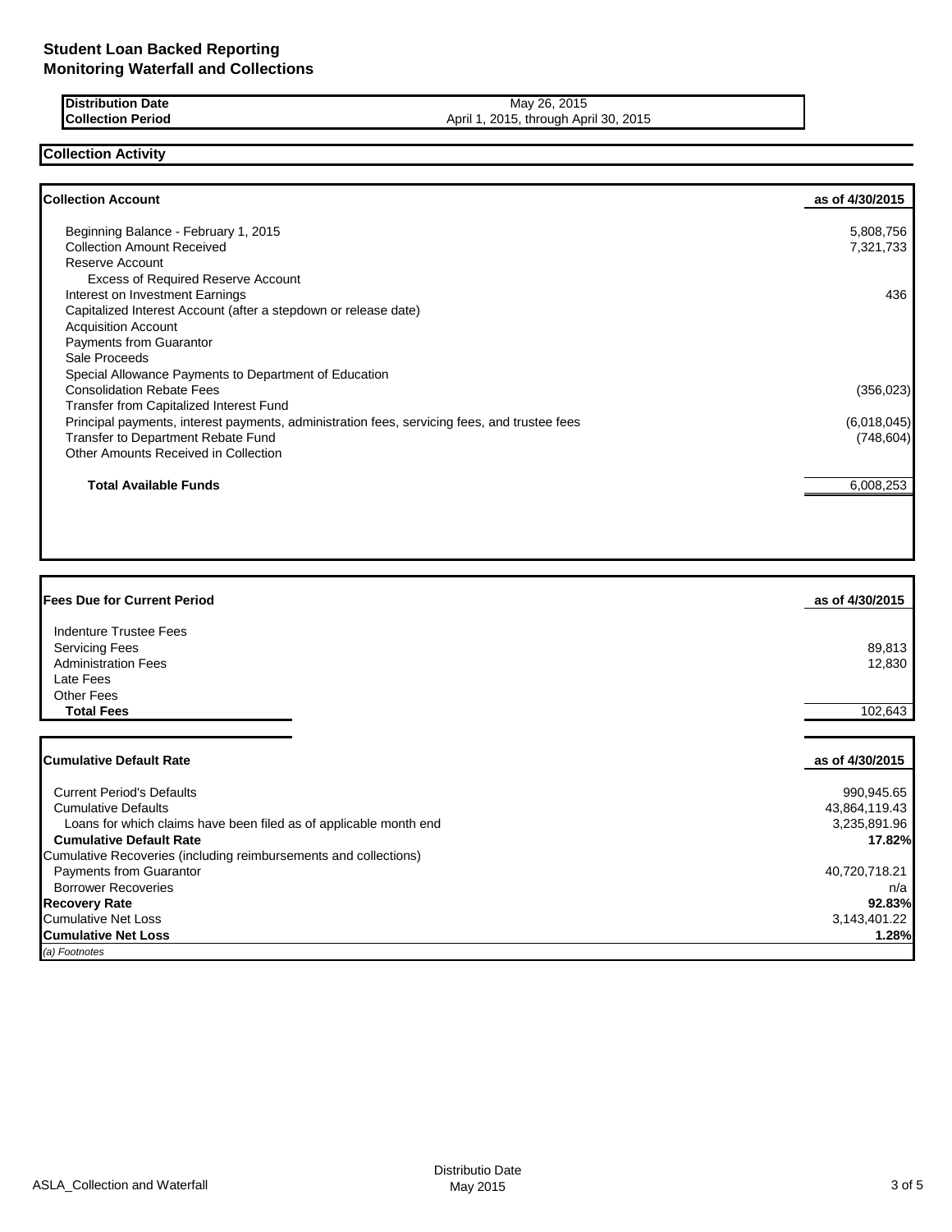# Student Loan Backed Reporting
## Monitoring Waterfall and Collections

| | |
|---|---|
| **Distribution Date** | May 26, 2015 |
| **Collection Period** | April 1, 2015, through April 30, 2015 |

## Collection Activity

| **Collection Account** | **as of 4/30/2015** |
|---|---|
| Beginning Balance - February 1, 2015 | 5,808,756 |
| Collection Amount Received | 7,321,733 |
| Reserve Account | |
| Excess of Required Reserve Account | |
| Interest on Investment Earnings | 436 |
| Capitalized Interest Account (after a stepdown or release date) | |
| Acquisition Account | |
| Payments from Guarantor | |
| Sale Proceeds | |
| Special Allowance Payments to Department of Education | |
| Consolidation Rebate Fees | (356,023) |
| Transfer from Capitalized Interest Fund | |
| Principal payments, interest payments, administration fees, servicing fees, and trustee fees | (6,018,045) |
| Transfer to Department Rebate Fund | (748,604) |
| Other Amounts Received in Collection | |
| **Total Available Funds** | 6,008,253 |

| **Fees Due for Current Period** | **as of 4/30/2015** |
|---|---|
| Indenture Trustee Fees | |
| Servicing Fees | 89,813 |
| Administration Fees | 12,830 |
| Late Fees | |
| Other Fees | |
| **Total Fees** | 102,643 |

| **Cumulative Default Rate** | **as of 4/30/2015** |
|---|---|
| Current Period's Defaults | 990,945.65 |
| Cumulative Defaults | 43,864,119.43 |
| Loans for which claims have been filed as of applicable month end | 3,235,891.96 |
| **Cumulative Default Rate** | **17.82%** |
| Cumulative Recoveries (including reimbursements and collections) | |
| Payments from Guarantor | 40,720,718.21 |
| Borrower Recoveries | n/a |
| **Recovery Rate** | **92.83%** |
| Cumulative Net Loss | 3,143,401.22 |
| **Cumulative Net Loss** | **1.28%** |

*(a) Footnotes*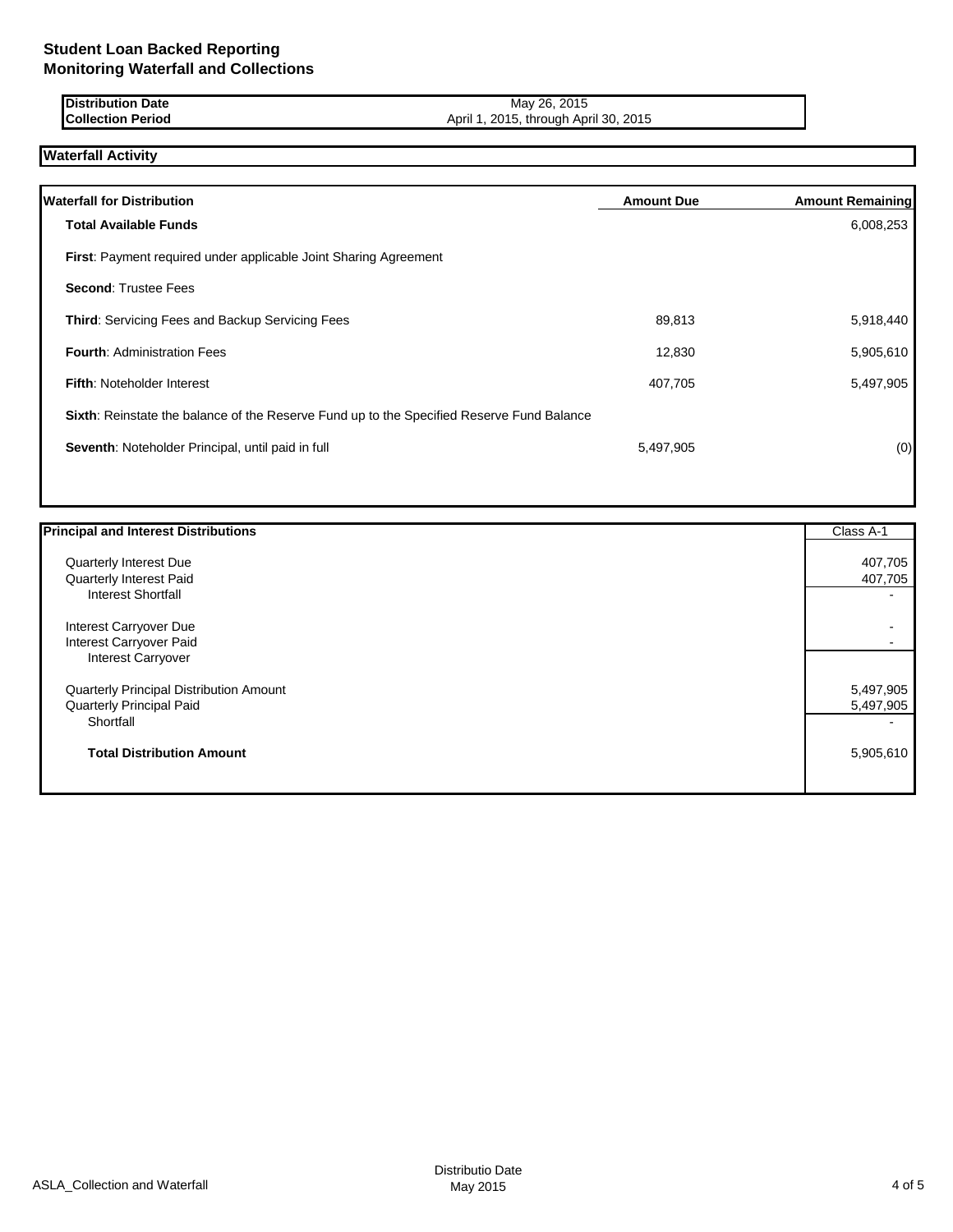# Student Loan Backed Reporting
## Monitoring Waterfall and Collections

| | |
|---|---|
| **Distribution Date** | May 26, 2015 |
| **Collection Period** | April 1, 2015, through April 30, 2015 |

### Waterfall Activity

| **Waterfall for Distribution** | **Amount Due** | **Amount Remaining** |
|---|---|---|
| **Total Available Funds** | | 6,008,253 |
| **First**: Payment required under applicable Joint Sharing Agreement | | |
| **Second**: Trustee Fees | | |
| **Third**: Servicing Fees and Backup Servicing Fees | 89,813 | 5,918,440 |
| **Fourth**: Administration Fees | 12,830 | 5,905,610 |
| **Fifth**: Noteholder Interest | 407,705 | 5,497,905 |
| **Sixth**: Reinstate the balance of the Reserve Fund up to the Specified Reserve Fund Balance | | |
| **Seventh**: Noteholder Principal, until paid in full | 5,497,905 | (0) |

| **Principal and Interest Distributions** | Class A-1 |
|---|---|
| Quarterly Interest Due | 407,705 |
| Quarterly Interest Paid | 407,705 |
| Interest Shortfall | - |
| Interest Carryover Due | - |
| Interest Carryover Paid | - |
| Interest Carryover | |
| Quarterly Principal Distribution Amount | 5,497,905 |
| Quarterly Principal Paid | 5,497,905 |
| Shortfall | - |
| **Total Distribution Amount** | 5,905,610 |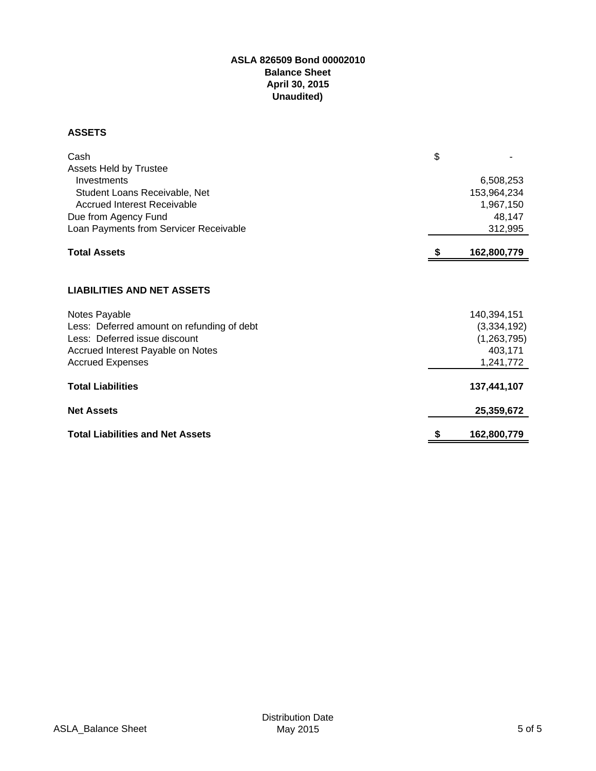**ASLA 826509 Bond 00002010**
**Balance Sheet**
**April 30, 2015**
**Unaudited)**

**ASSETS**

| | | |
|---|---|---|
| Cash | $ | - |
| Assets Held by Trustee | | |
| Investments | | 6,508,253 |
| Student Loans Receivable, Net | | 153,964,234 |
| Accrued Interest Receivable | | 1,967,150 |
| Due from Agency Fund | | 48,147 |
| Loan Payments from Servicer Receivable | | 312,995 |
| **Total Assets** | **$** | **162,800,779** |

**LIABILITIES AND NET ASSETS**

| | | |
|---|---|---|
| Notes Payable | | 140,394,151 |
| Less: Deferred amount on refunding of debt | | (3,334,192) |
| Less: Deferred issue discount | | (1,263,795) |
| Accrued Interest Payable on Notes | | 403,171 |
| Accrued Expenses | | 1,241,772 |
| **Total Liabilities** | | **137,441,107** |
| **Net Assets** | | **25,359,672** |
| **Total Liabilities and Net Assets** | **$** | **162,800,779** |

ASLA_Balance Sheet

Distribution Date
May 2015